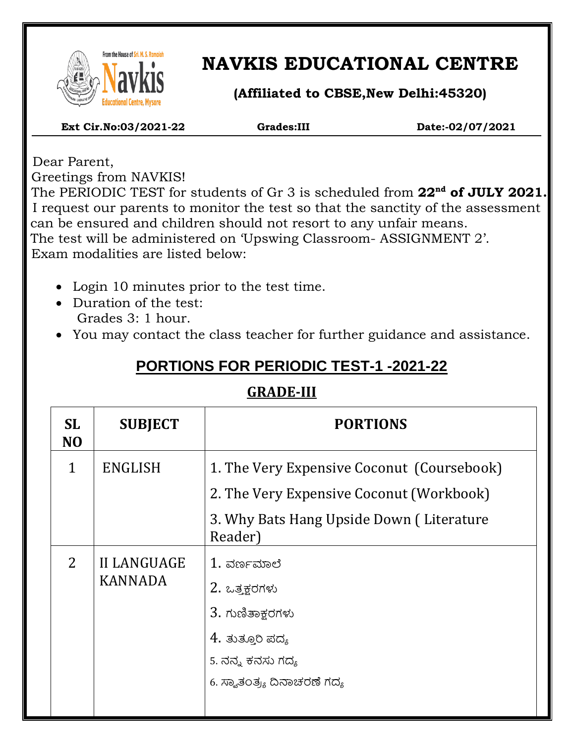# NAVKIS EDUCATIONAL CENTRE

**(Affiliated to CBSE,New Delhi:45320)**

**Ext Cir.No:03/2021-22** **Grades:III** **Date:-02/07/2021**

Dear Parent,

Greetings from NAVKIS!

The PERIODIC TEST for students of Gr 3 is scheduled from **22nd of JULY 2021.** I request our parents to monitor the test so that the sanctity of the assessment can be ensured and children should not resort to any unfair means.

The test will be administered on 'Upswing Classroom- ASSIGNMENT 2'.

Exam modalities are listed below:

- Login 10 minutes prior to the test time.
- Duration of the test:
  Grades 3: 1 hour.
- You may contact the class teacher for further guidance and assistance.

## PORTIONS FOR PERIODIC TEST-1 -2021-22

### GRADE-III

| SL NO | SUBJECT | PORTIONS |
|---|---|---|
| 1 | ENGLISH | 1. The Very Expensive Coconut (Coursebook)<br>2. The Very Expensive Coconut (Workbook)<br>3. Why Bats Hang Upside Down ( Literature Reader) |
| 2 | II LANGUAGE KANNADA | 1. ವರ್ಣಮಾಲೆ<br>2. ಒತ್ತಕ್ಷರಗಳು<br>3. ಗುಣಿತಾಕ್ಷರಗಳು<br>4. ತುತ್ತೂರಿ ಪದ್ಯ<br>5. ನನ್ನ ಕನಸು ಗದ್ಯ<br>6. ಸ್ವಾತಂತ್ರ್ಯ ದಿನಾಚರಣೆ ಗದ್ಯ |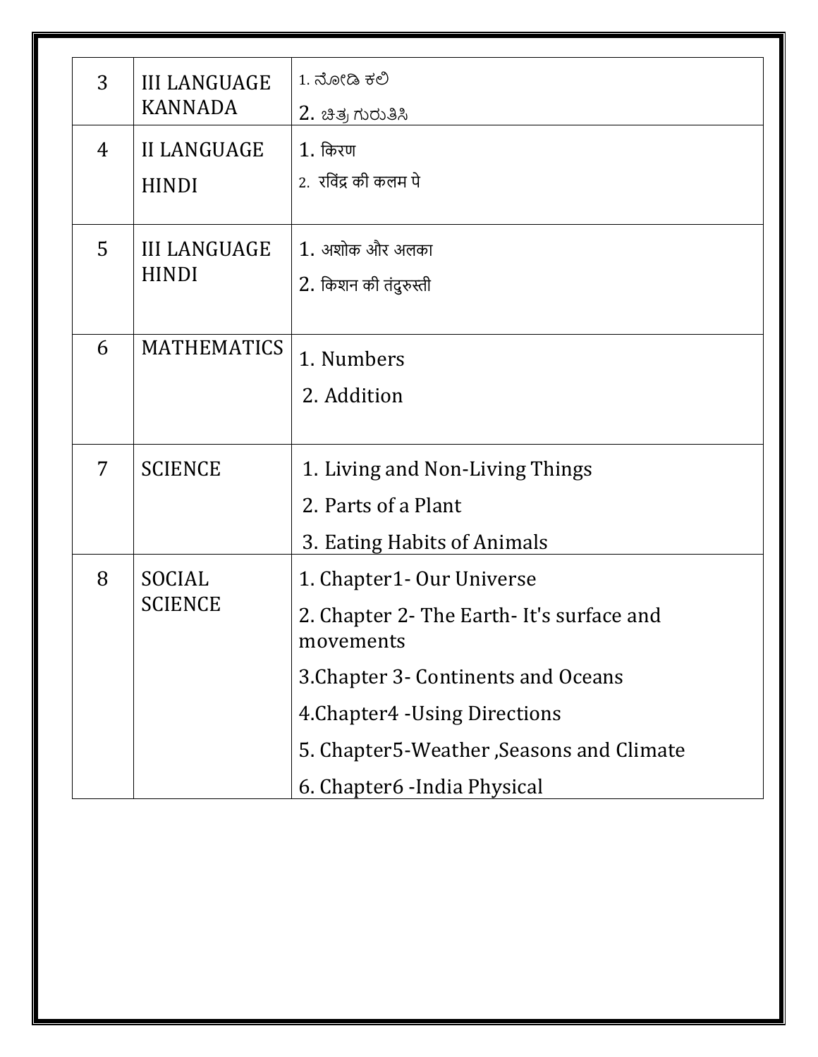| | | |
|---|---|---|
| 3 | III LANGUAGE KANNADA | 1. ನೋಡಿ ಕಲಿ<br>2. ಚಿತ್ರ ಗುರುತಿಸಿ |
| 4 | II LANGUAGE HINDI | 1. किरण<br>2. रविंद्र की कलम पे |
| 5 | III LANGUAGE HINDI | 1. अशोक और अलका<br>2. किशन की तंदुरुस्ती |
| 6 | MATHEMATICS | 1. Numbers<br>2. Addition |
| 7 | SCIENCE | 1. Living and Non-Living Things<br>2. Parts of a Plant<br>3. Eating Habits of Animals |
| 8 | SOCIAL SCIENCE | 1. Chapter1- Our Universe<br>2. Chapter 2- The Earth- It's surface and movements<br>3.Chapter 3- Continents and Oceans<br>4.Chapter4 -Using Directions<br>5. Chapter5-Weather ,Seasons and Climate<br>6. Chapter6 -India Physical |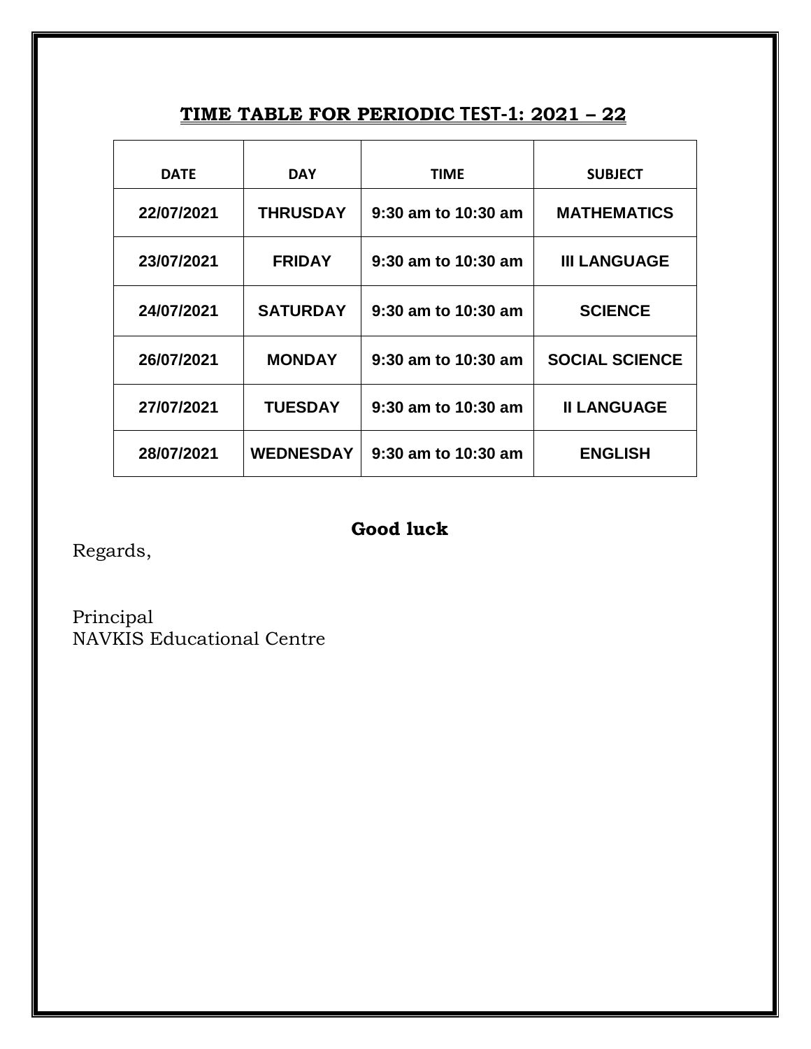## TIME TABLE FOR PERIODIC TEST-1: 2021 – 22

| DATE | DAY | TIME | SUBJECT |
|---|---|---|---|
| 22/07/2021 | THRUSDAY | 9:30 am to 10:30 am | MATHEMATICS |
| 23/07/2021 | FRIDAY | 9:30 am to 10:30 am | III LANGUAGE |
| 24/07/2021 | SATURDAY | 9:30 am to 10:30 am | SCIENCE |
| 26/07/2021 | MONDAY | 9:30 am to 10:30 am | SOCIAL SCIENCE |
| 27/07/2021 | TUESDAY | 9:30 am to 10:30 am | II LANGUAGE |
| 28/07/2021 | WEDNESDAY | 9:30 am to 10:30 am | ENGLISH |

**Good luck**

Regards,

Principal
NAVKIS Educational Centre